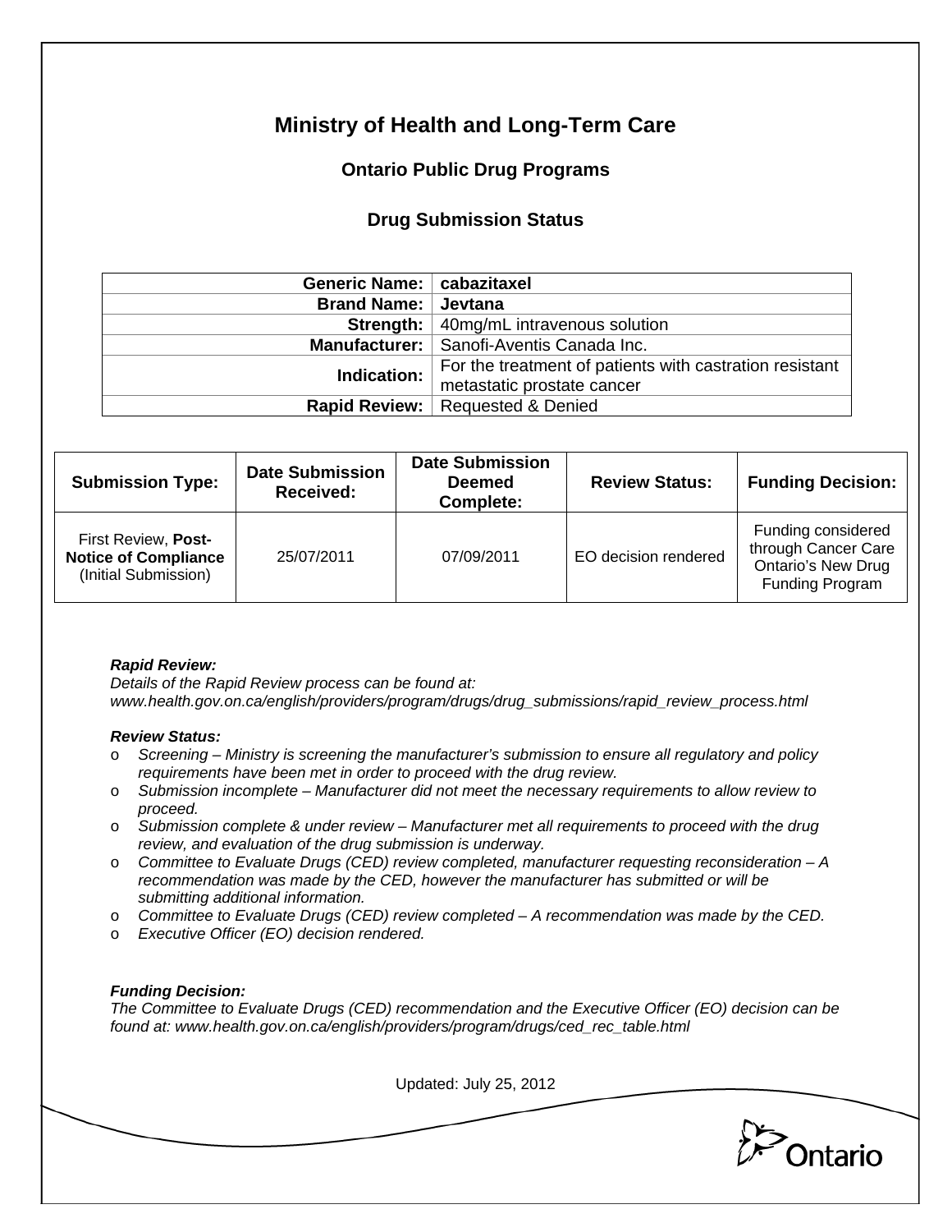# Ministry of Health and Long-Term Care

## Ontario Public Drug Programs

### Drug Submission Status

| | |
|---|---|
| **Generic Name:** | **cabazitaxel** |
| **Brand Name:** | **Jevtana** |
| **Strength:** | 40mg/mL intravenous solution |
| **Manufacturer:** | Sanofi-Aventis Canada Inc. |
| **Indication:** | For the treatment of patients with castration resistant metastatic prostate cancer |
| **Rapid Review:** | Requested & Denied |

| Submission Type: | Date Submission Received: | Date Submission Deemed Complete: | Review Status: | Funding Decision: |
|---|---|---|---|---|
| First Review, **Post-Notice of Compliance** (Initial Submission) | 25/07/2011 | 07/09/2011 | EO decision rendered | Funding considered through Cancer Care Ontario's New Drug Funding Program |

***Rapid Review:***
*Details of the Rapid Review process can be found at:*
*www.health.gov.on.ca/english/providers/program/drugs/drug_submissions/rapid_review_process.html*

***Review Status:***

- *Screening – Ministry is screening the manufacturer's submission to ensure all regulatory and policy requirements have been met in order to proceed with the drug review.*
- *Submission incomplete – Manufacturer did not meet the necessary requirements to allow review to proceed.*
- *Submission complete & under review – Manufacturer met all requirements to proceed with the drug review, and evaluation of the drug submission is underway.*
- *Committee to Evaluate Drugs (CED) review completed, manufacturer requesting reconsideration – A recommendation was made by the CED, however the manufacturer has submitted or will be submitting additional information.*
- *Committee to Evaluate Drugs (CED) review completed – A recommendation was made by the CED.*
- *Executive Officer (EO) decision rendered.*

***Funding Decision:***
*The Committee to Evaluate Drugs (CED) recommendation and the Executive Officer (EO) decision can be found at: www.health.gov.on.ca/english/providers/program/drugs/ced_rec_table.html*

Updated: July 25, 2012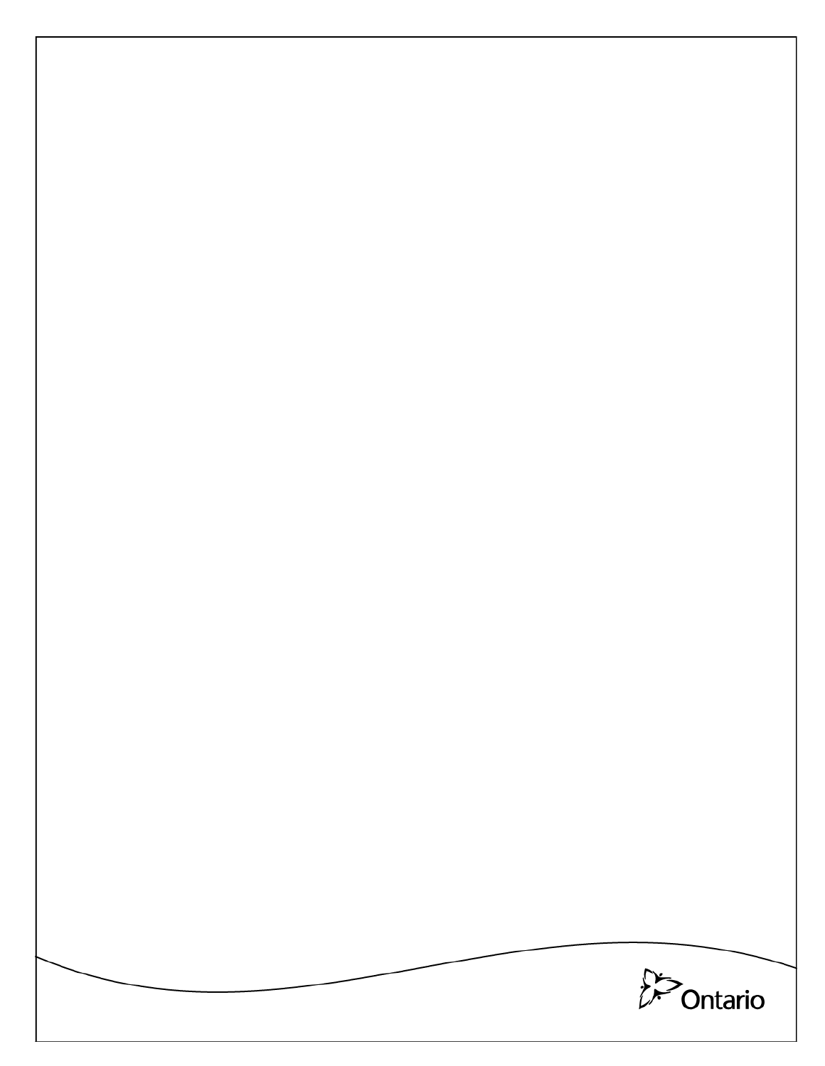Ontario